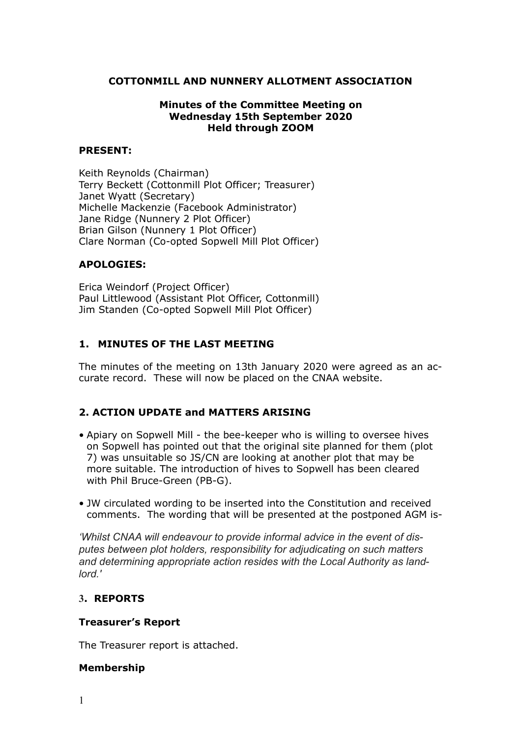**COTTONMILL AND NUNNERY ALLOTMENT ASSOCIATION**

**Minutes of the Committee Meeting on**
**Wednesday 15th September 2020**
**Held through ZOOM**

**PRESENT:**

Keith Reynolds (Chairman)
Terry Beckett (Cottonmill Plot Officer; Treasurer)
Janet Wyatt (Secretary)
Michelle Mackenzie (Facebook Administrator)
Jane Ridge (Nunnery 2 Plot Officer)
Brian Gilson (Nunnery 1 Plot Officer)
Clare Norman (Co-opted Sopwell Mill Plot Officer)

**APOLOGIES:**

Erica Weindorf (Project Officer)
Paul Littlewood (Assistant Plot Officer, Cottonmill)
Jim Standen (Co-opted Sopwell Mill Plot Officer)

## 1. MINUTES OF THE LAST MEETING

The minutes of the meeting on 13th January 2020 were agreed as an accurate record. These will now be placed on the CNAA website.

## 2. ACTION UPDATE and MATTERS ARISING

- Apiary on Sopwell Mill - the bee-keeper who is willing to oversee hives on Sopwell has pointed out that the original site planned for them (plot 7) was unsuitable so JS/CN are looking at another plot that may be more suitable. The introduction of hives to Sopwell has been cleared with Phil Bruce-Green (PB-G).
- JW circulated wording to be inserted into the Constitution and received comments. The wording that will be presented at the postponed AGM is-

*'Whilst CNAA will endeavour to provide informal advice in the event of disputes between plot holders, responsibility for adjudicating on such matters and determining appropriate action resides with the Local Authority as landlord.'*

## 3. REPORTS

### Treasurer's Report

The Treasurer report is attached.

### Membership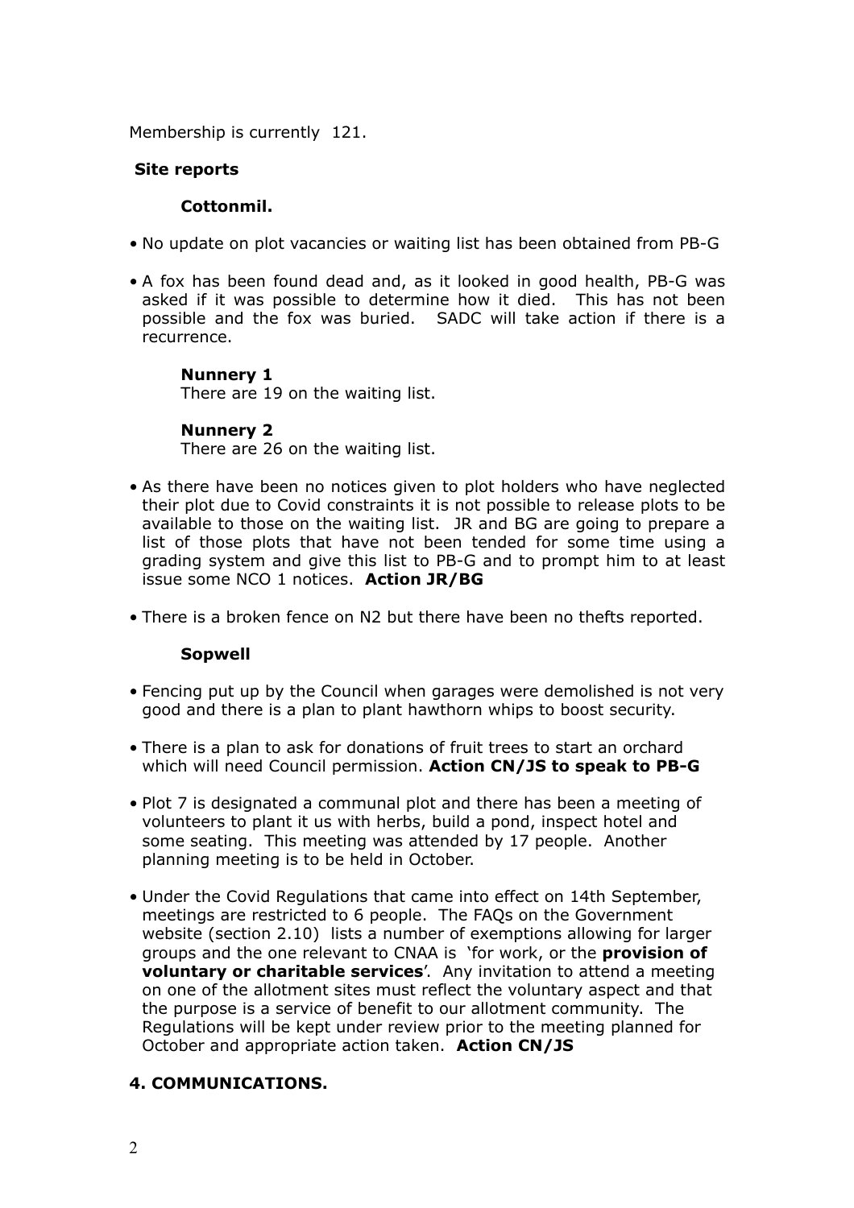Membership is currently 121.

**Site reports**

**Cottonmil.**

- No update on plot vacancies or waiting list has been obtained from PB-G
- A fox has been found dead and, as it looked in good health, PB-G was asked if it was possible to determine how it died. This has not been possible and the fox was buried. SADC will take action if there is a recurrence.

**Nunnery 1**

There are 19 on the waiting list.

**Nunnery 2**

There are 26 on the waiting list.

- As there have been no notices given to plot holders who have neglected their plot due to Covid constraints it is not possible to release plots to be available to those on the waiting list. JR and BG are going to prepare a list of those plots that have not been tended for some time using a grading system and give this list to PB-G and to prompt him to at least issue some NCO 1 notices. **Action JR/BG**
- There is a broken fence on N2 but there have been no thefts reported.

**Sopwell**

- Fencing put up by the Council when garages were demolished is not very good and there is a plan to plant hawthorn whips to boost security.
- There is a plan to ask for donations of fruit trees to start an orchard which will need Council permission. **Action CN/JS to speak to PB-G**
- Plot 7 is designated a communal plot and there has been a meeting of volunteers to plant it us with herbs, build a pond, inspect hotel and some seating. This meeting was attended by 17 people. Another planning meeting is to be held in October.
- Under the Covid Regulations that came into effect on 14th September, meetings are restricted to 6 people. The FAQs on the Government website (section 2.10) lists a number of exemptions allowing for larger groups and the one relevant to CNAA is 'for work, or the **provision of voluntary or charitable services**'. Any invitation to attend a meeting on one of the allotment sites must reflect the voluntary aspect and that the purpose is a service of benefit to our allotment community. The Regulations will be kept under review prior to the meeting planned for October and appropriate action taken. **Action CN/JS**

## 4. COMMUNICATIONS.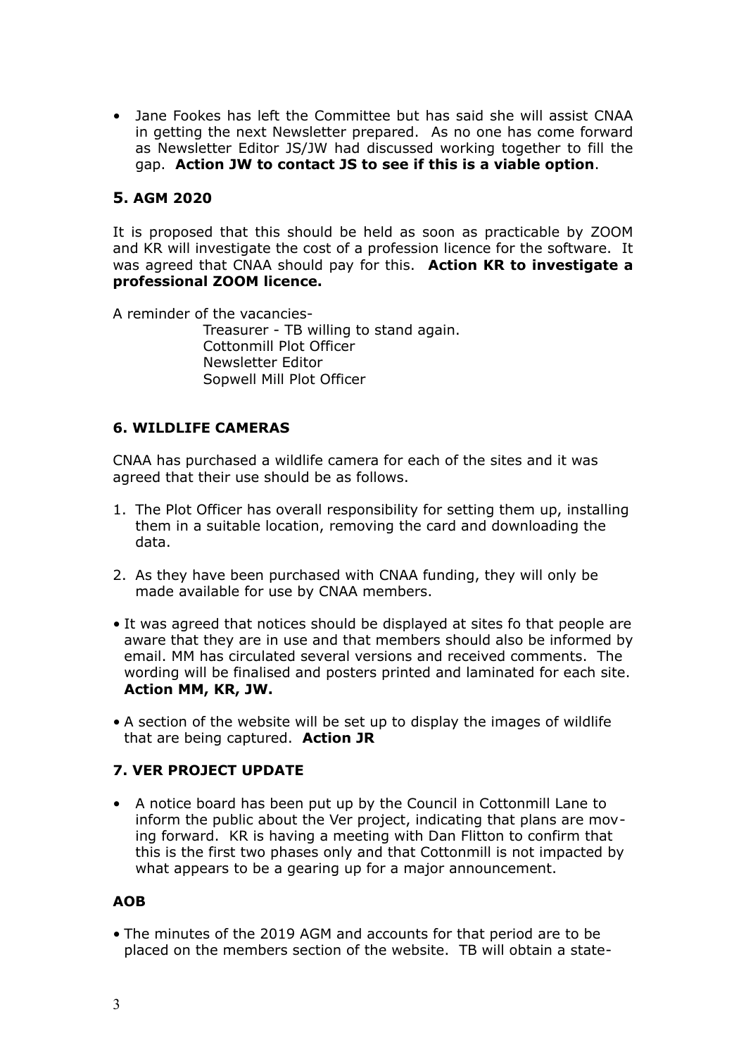- Jane Fookes has left the Committee but has said she will assist CNAA in getting the next Newsletter prepared. As no one has come forward as Newsletter Editor JS/JW had discussed working together to fill the gap. **Action JW to contact JS to see if this is a viable option**.

## 5. AGM 2020

It is proposed that this should be held as soon as practicable by ZOOM and KR will investigate the cost of a profession licence for the software. It was agreed that CNAA should pay for this. **Action KR to investigate a professional ZOOM licence.**

A reminder of the vacancies-

Treasurer - TB willing to stand again.
Cottonmill Plot Officer
Newsletter Editor
Sopwell Mill Plot Officer

## 6. WILDLIFE CAMERAS

CNAA has purchased a wildlife camera for each of the sites and it was agreed that their use should be as follows.

1. The Plot Officer has overall responsibility for setting them up, installing them in a suitable location, removing the card and downloading the data.

2. As they have been purchased with CNAA funding, they will only be made available for use by CNAA members.

- It was agreed that notices should be displayed at sites fo that people are aware that they are in use and that members should also be informed by email. MM has circulated several versions and received comments. The wording will be finalised and posters printed and laminated for each site. **Action MM, KR, JW.**

- A section of the website will be set up to display the images of wildlife that are being captured. **Action JR**

## 7. VER PROJECT UPDATE

- A notice board has been put up by the Council in Cottonmill Lane to inform the public about the Ver project, indicating that plans are moving forward. KR is having a meeting with Dan Flitton to confirm that this is the first two phases only and that Cottonmill is not impacted by what appears to be a gearing up for a major announcement.

## AOB

- The minutes of the 2019 AGM and accounts for that period are to be placed on the members section of the website. TB will obtain a state-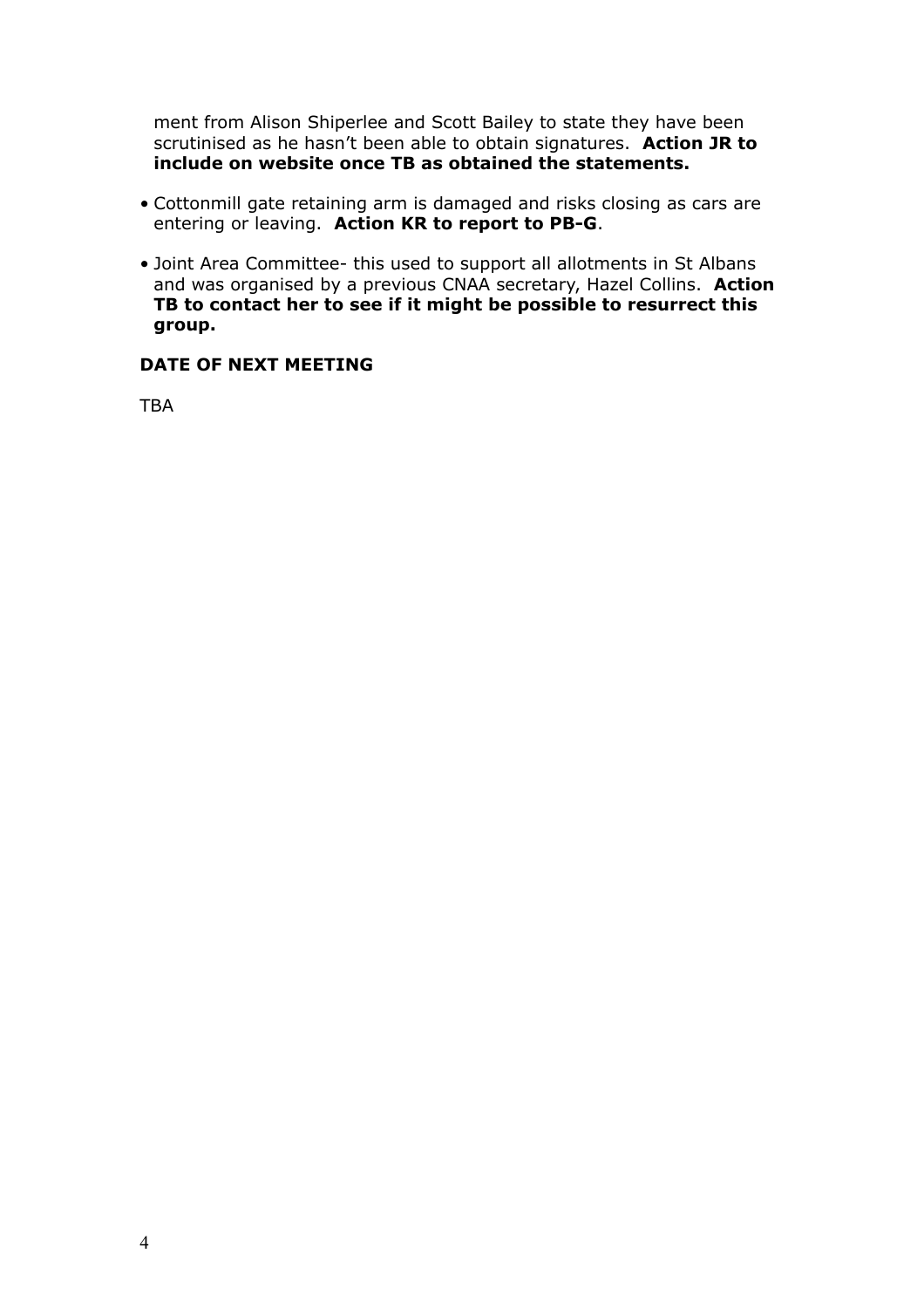ment from Alison Shiperlee and Scott Bailey to state they have been scrutinised as he hasn't been able to obtain signatures. **Action JR to include on website once TB as obtained the statements.**

- Cottonmill gate retaining arm is damaged and risks closing as cars are entering or leaving. **Action KR to report to PB-G**.
- Joint Area Committee- this used to support all allotments in St Albans and was organised by a previous CNAA secretary, Hazel Collins. **Action TB to contact her to see if it might be possible to resurrect this group.**

**DATE OF NEXT MEETING**

TBA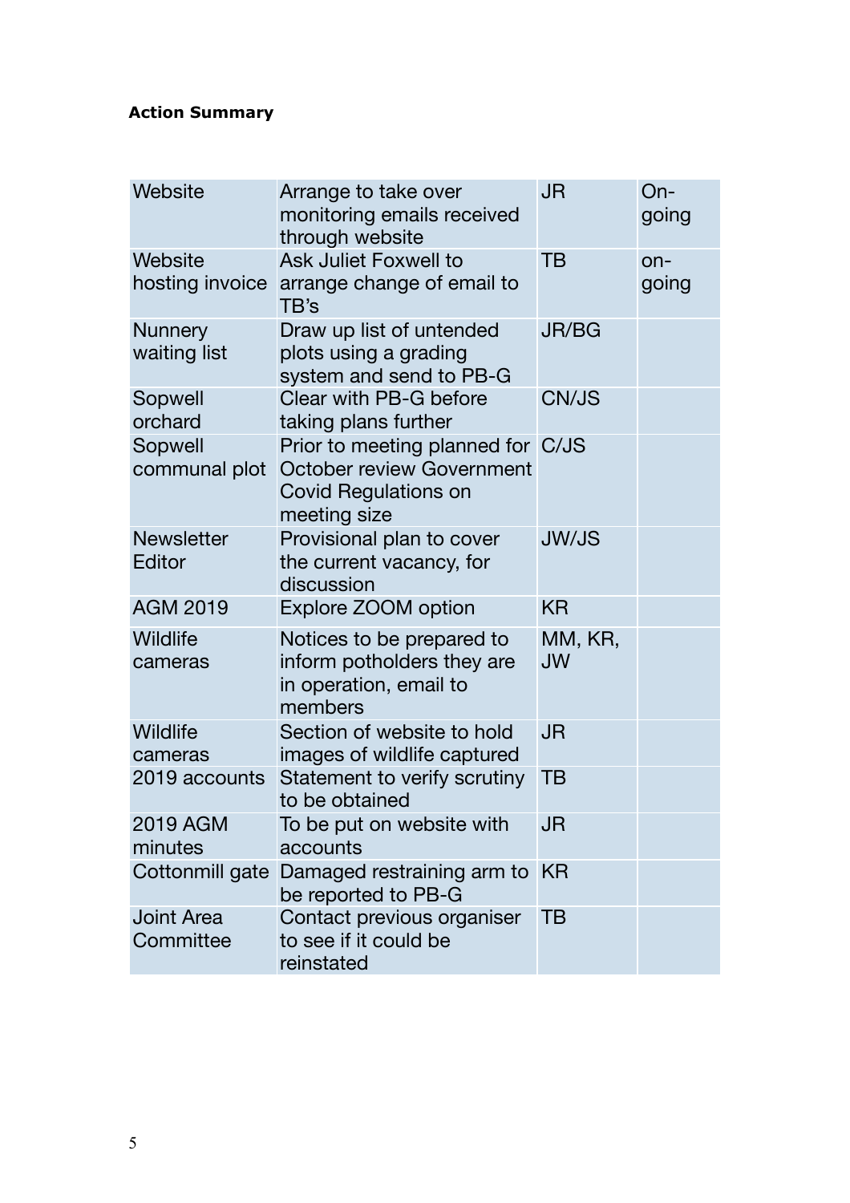**Action Summary**

| | | | |
|---|---|---|---|
| Website | Arrange to take over monitoring emails received through website | JR | On-going |
| Website hosting invoice | Ask Juliet Foxwell to arrange change of email to TB's | TB | on-going |
| Nunnery waiting list | Draw up list of untended plots using a grading system and send to PB-G | JR/BG | |
| Sopwell orchard | Clear with PB-G before taking plans further | CN/JS | |
| Sopwell communal plot | Prior to meeting planned for October review Government Covid Regulations on meeting size | C/JS | |
| Newsletter Editor | Provisional plan to cover the current vacancy, for discussion | JW/JS | |
| AGM 2019 | Explore ZOOM option | KR | |
| Wildlife cameras | Notices to be prepared to inform potholders they are in operation, email to members | MM, KR, JW | |
| Wildlife cameras | Section of website to hold images of wildlife captured | JR | |
| 2019 accounts | Statement to verify scrutiny to be obtained | TB | |
| 2019 AGM minutes | To be put on website with accounts | JR | |
| Cottonmill gate | Damaged restraining arm to be reported to PB-G | KR | |
| Joint Area Committee | Contact previous organiser to see if it could be reinstated | TB | |